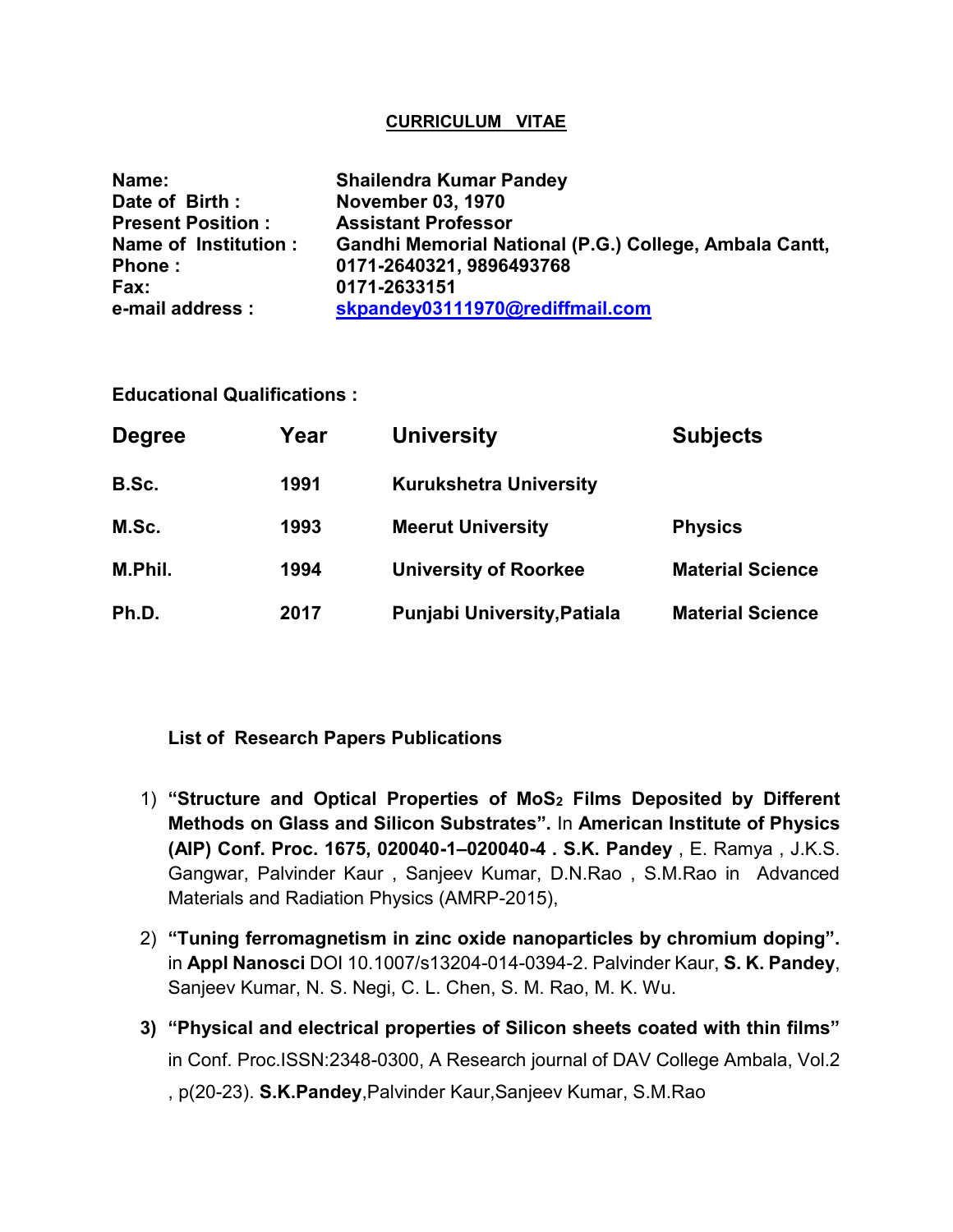# CURRICULUM VITAE

**Name:** Shailendra Kumar Pandey
**Date of Birth :** November 03, 1970
**Present Position :** Assistant Professor
**Name of Institution :** Gandhi Memorial National (P.G.) College, Ambala Cantt,
**Phone :** 0171-2640321, 9896493768
**Fax:** 0171-2633151
**e-mail address :** skpandey03111970@rediffmail.com

**Educational Qualifications :**

| Degree | Year | University | Subjects |
|---|---|---|---|
| B.Sc. | 1991 | Kurukshetra University | |
| M.Sc. | 1993 | Meerut University | Physics |
| M.Phil. | 1994 | University of Roorkee | Material Science |
| Ph.D. | 2017 | Punjabi University,Patiala | Material Science |

**List of Research Papers Publications**

1) **"Structure and Optical Properties of $MoS_2$ Films Deposited by Different Methods on Glass and Silicon Substrates".** In **American Institute of Physics (AIP) Conf. Proc. 1675, 020040-1–020040-4 . S.K. Pandey** , E. Ramya , J.K.S. Gangwar, Palvinder Kaur , Sanjeev Kumar, D.N.Rao , S.M.Rao in Advanced Materials and Radiation Physics (AMRP-2015),

2) **"Tuning ferromagnetism in zinc oxide nanoparticles by chromium doping".** in **Appl Nanosci** DOI 10.1007/s13204-014-0394-2. Palvinder Kaur, **S. K. Pandey**, Sanjeev Kumar, N. S. Negi, C. L. Chen, S. M. Rao, M. K. Wu.

3) **"Physical and electrical properties of Silicon sheets coated with thin films"** in Conf. Proc.ISSN:2348-0300, A Research journal of DAV College Ambala, Vol.2 , p(20-23). **S.K.Pandey**,Palvinder Kaur,Sanjeev Kumar, S.M.Rao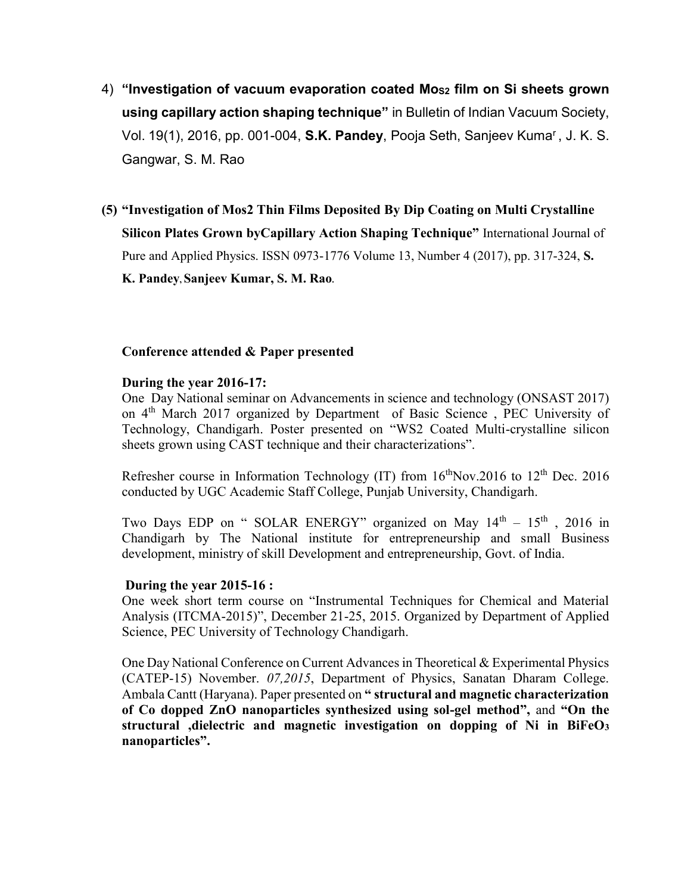4) **"Investigation of vacuum evaporation coated $MoS_2$ film on Si sheets grown using capillary action shaping technique"** in Bulletin of Indian Vacuum Society, Vol. 19(1), 2016, pp. 001-004, **S.K. Pandey**, Pooja Seth, Sanjeev Kumar, J. K. S. Gangwar, S. M. Rao

**(5) "Investigation of Mos2 Thin Films Deposited By Dip Coating on Multi Crystalline Silicon Plates Grown byCapillary Action Shaping Technique"** International Journal of Pure and Applied Physics. ISSN 0973-1776 Volume 13, Number 4 (2017), pp. 317-324, **S. K. Pandey**, **Sanjeev Kumar, S. M. Rao**.

**Conference attended & Paper presented**

**During the year 2016-17:**

One Day National seminar on Advancements in science and technology (ONSAST 2017) on 4th March 2017 organized by Department of Basic Science , PEC University of Technology, Chandigarh. Poster presented on "WS2 Coated Multi-crystalline silicon sheets grown using CAST technique and their characterizations".

Refresher course in Information Technology (IT) from 16thNov.2016 to 12th Dec. 2016 conducted by UGC Academic Staff College, Punjab University, Chandigarh.

Two Days EDP on " SOLAR ENERGY" organized on May 14th – 15th , 2016 in Chandigarh by The National institute for entrepreneurship and small Business development, ministry of skill Development and entrepreneurship, Govt. of India.

**During the year 2015-16 :**

One week short term course on "Instrumental Techniques for Chemical and Material Analysis (ITCMA-2015)", December 21-25, 2015. Organized by Department of Applied Science, PEC University of Technology Chandigarh.

One Day National Conference on Current Advances in Theoretical & Experimental Physics (CATEP-15) November. *07,2015*, Department of Physics, Sanatan Dharam College. Ambala Cantt (Haryana). Paper presented on **" structural and magnetic characterization of Co dopped ZnO nanoparticles synthesized using sol-gel method",** and **"On the structural ,dielectric and magnetic investigation on dopping of Ni in $BiFeO_3$ nanoparticles".**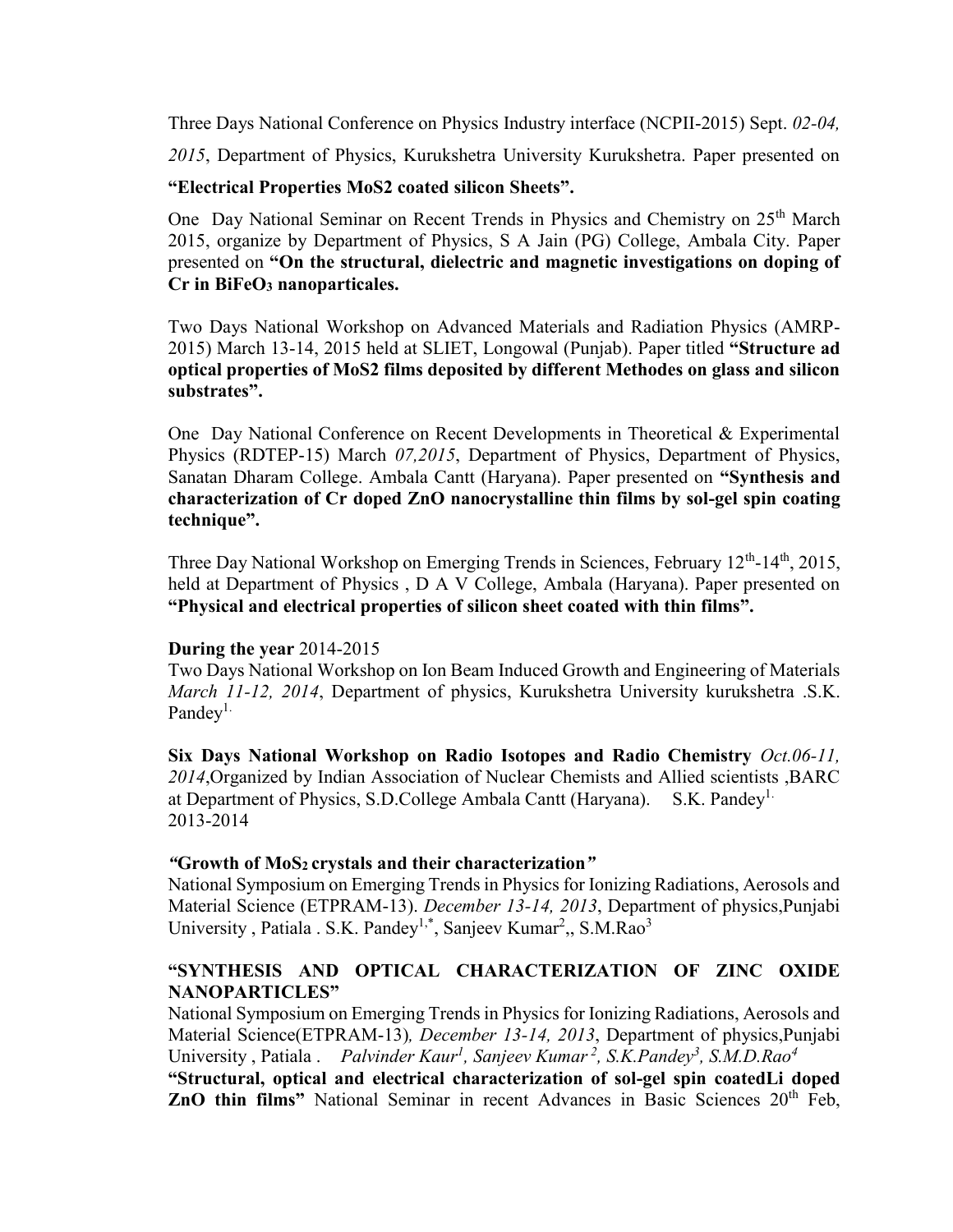Three Days National Conference on Physics Industry interface (NCPII-2015) Sept. *02-04, 2015*, Department of Physics, Kurukshetra University Kurukshetra. Paper presented on **"Electrical Properties MoS2 coated silicon Sheets".**

One Day National Seminar on Recent Trends in Physics and Chemistry on 25th March 2015, organize by Department of Physics, S A Jain (PG) College, Ambala City. Paper presented on **"On the structural, dielectric and magnetic investigations on doping of Cr in $BiFeO_3$ nanoparticales.**

Two Days National Workshop on Advanced Materials and Radiation Physics (AMRP-2015) March 13-14, 2015 held at SLIET, Longowal (Punjab). Paper titled **"Structure ad optical properties of MoS2 films deposited by different Methodes on glass and silicon substrates".**

One Day National Conference on Recent Developments in Theoretical & Experimental Physics (RDTEP-15) March *07,2015*, Department of Physics, Department of Physics, Sanatan Dharam College. Ambala Cantt (Haryana). Paper presented on **"Synthesis and characterization of Cr doped ZnO nanocrystalline thin films by sol-gel spin coating technique".**

Three Day National Workshop on Emerging Trends in Sciences, February 12th-14th, 2015, held at Department of Physics , D A V College, Ambala (Haryana). Paper presented on **"Physical and electrical properties of silicon sheet coated with thin films".**

**During the year** 2014-2015

Two Days National Workshop on Ion Beam Induced Growth and Engineering of Materials *March 11-12, 2014*, Department of physics, Kurukshetra University kurukshetra .S.K. Pandey[1.]

**Six Days National Workshop on Radio Isotopes and Radio Chemistry** *Oct.06-11, 2014*,Organized by Indian Association of Nuclear Chemists and Allied scientists ,BARC at Department of Physics, S.D.College Ambala Cantt (Haryana). S.K. Pandey[1.]

2013-2014

***"*Growth of $MoS_2$ crystals and their characterization*"***

National Symposium on Emerging Trends in Physics for Ionizing Radiations, Aerosols and Material Science (ETPRAM-13). *December 13-14, 2013*, Department of physics,Punjabi University , Patiala . S.K. Pandey[1,*], Sanjeev Kumar[2],, S.M.Rao[3]

**"SYNTHESIS AND OPTICAL CHARACTERIZATION OF ZINC OXIDE NANOPARTICLES"**

National Symposium on Emerging Trends in Physics for Ionizing Radiations, Aerosols and Material Science(ETPRAM-13)*, December 13-14, 2013*, Department of physics,Punjabi University , Patiala . *Palvinder Kaur[1], Sanjeev Kumar [2], S.K.Pandey[3], S.M.D.Rao[4]*

**"Structural, optical and electrical characterization of sol-gel spin coatedLi doped ZnO thin films"** National Seminar in recent Advances in Basic Sciences 20th Feb,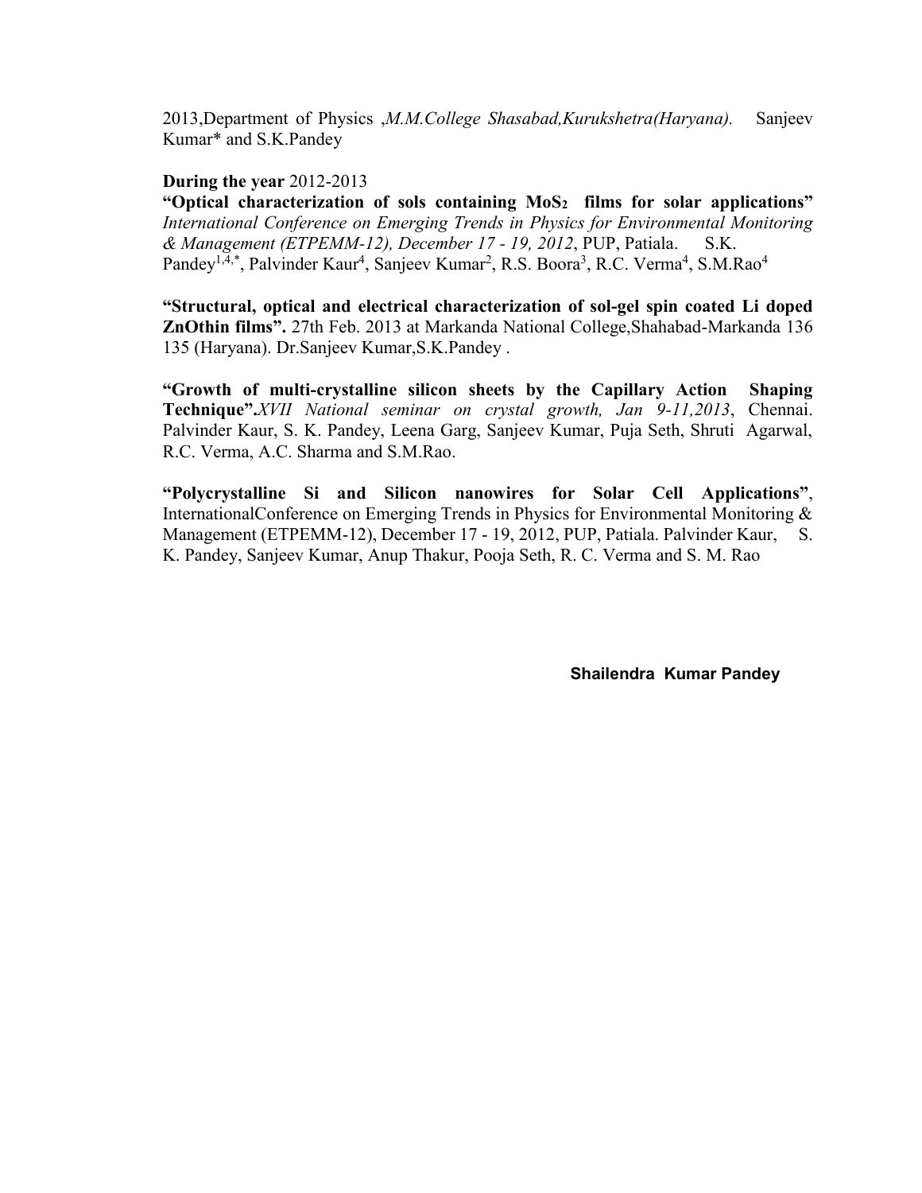2013,Department of Physics ,*M.M.College Shasabad,Kurukshetra(Haryana).* Sanjeev Kumar* and S.K.Pandey

**During the year** 2012-2013

**"Optical characterization of sols containing $MoS_2$ films for solar applications"** *International Conference on Emerging Trends in Physics for Environmental Monitoring & Management (ETPEMM-12), December 17 - 19, 2012*, PUP, Patiala. S.K. Pandey[1,4,*], Palvinder Kaur[4], Sanjeev Kumar[2], R.S. Boora[3], R.C. Verma[4], S.M.Rao[4]

**"Structural, optical and electrical characterization of sol-gel spin coated Li doped ZnOthin films".** 27th Feb. 2013 at Markanda National College,Shahabad-Markanda 136 135 (Haryana). Dr.Sanjeev Kumar,S.K.Pandey .

**"Growth of multi-crystalline silicon sheets by the Capillary Action Shaping Technique".***XVII National seminar on crystal growth, Jan 9-11,2013*, Chennai. Palvinder Kaur, S. K. Pandey, Leena Garg, Sanjeev Kumar, Puja Seth, Shruti Agarwal, R.C. Verma, A.C. Sharma and S.M.Rao.

**"Polycrystalline Si and Silicon nanowires for Solar Cell Applications"**, InternationalConference on Emerging Trends in Physics for Environmental Monitoring & Management (ETPEMM-12), December 17 - 19, 2012, PUP, Patiala. Palvinder Kaur, S. K. Pandey, Sanjeev Kumar, Anup Thakur, Pooja Seth, R. C. Verma and S. M. Rao

**Shailendra Kumar Pandey**